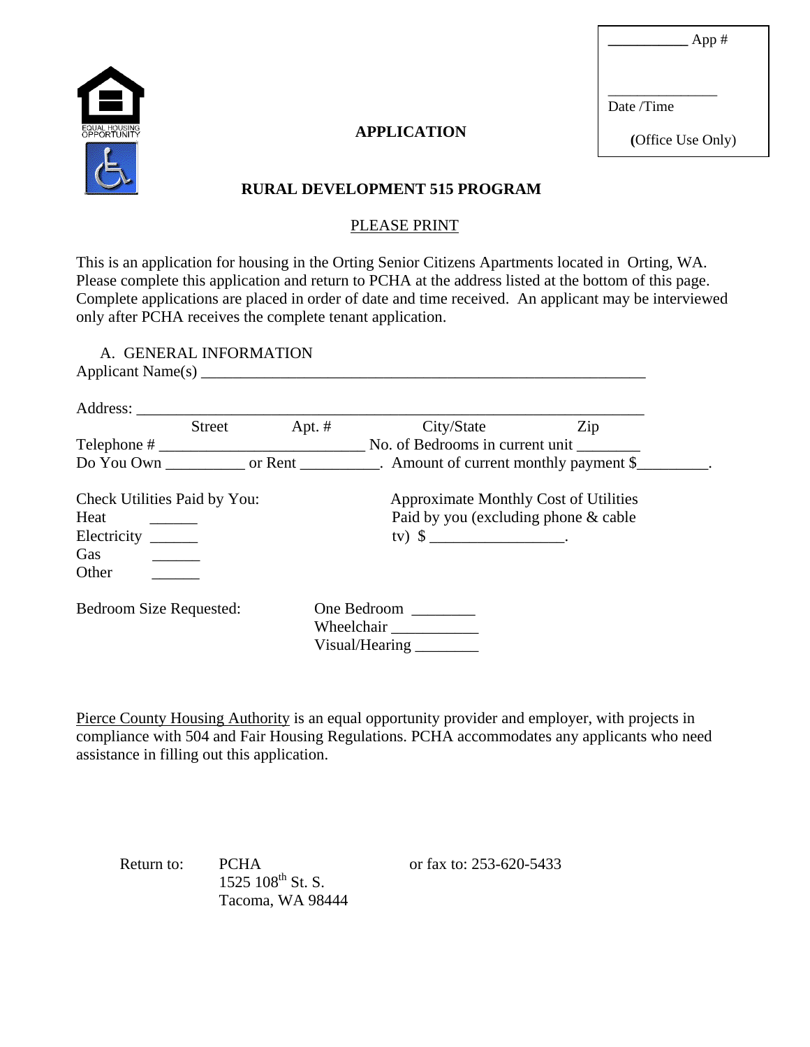___________ App #

_______________
Date /Time

(Office Use Only)

EQUAL HOUSING OPPORTUNITY

**APPLICATION**

**RURAL DEVELOPMENT 515 PROGRAM**

PLEASE PRINT

This is an application for housing in the Orting Senior Citizens Apartments located in Orting, WA. Please complete this application and return to PCHA at the address listed at the bottom of this page. Complete applications are placed in order of date and time received. An applicant may be interviewed only after PCHA receives the complete tenant application.

A. GENERAL INFORMATION

Applicant Name(s) __________________________________________________________

Address: __________________________________________________________________
Street Apt. # City/State Zip

Telephone # _________________________ No. of Bedrooms in current unit ________

Do You Own __________ or Rent __________. Amount of current monthly payment $_________.

Check Utilities Paid by You:

Heat ______
Electricity ______
Gas ______
Other ______

Approximate Monthly Cost of Utilities Paid by you (excluding phone & cable tv) $ _________________.

Bedroom Size Requested:

One Bedroom ________
Wheelchair ___________
Visual/Hearing ________

Pierce County Housing Authority is an equal opportunity provider and employer, with projects in compliance with 504 and Fair Housing Regulations. PCHA accommodates any applicants who need assistance in filling out this application.

Return to: PCHA
1525 108th St. S.
Tacoma, WA 98444

or fax to: 253-620-5433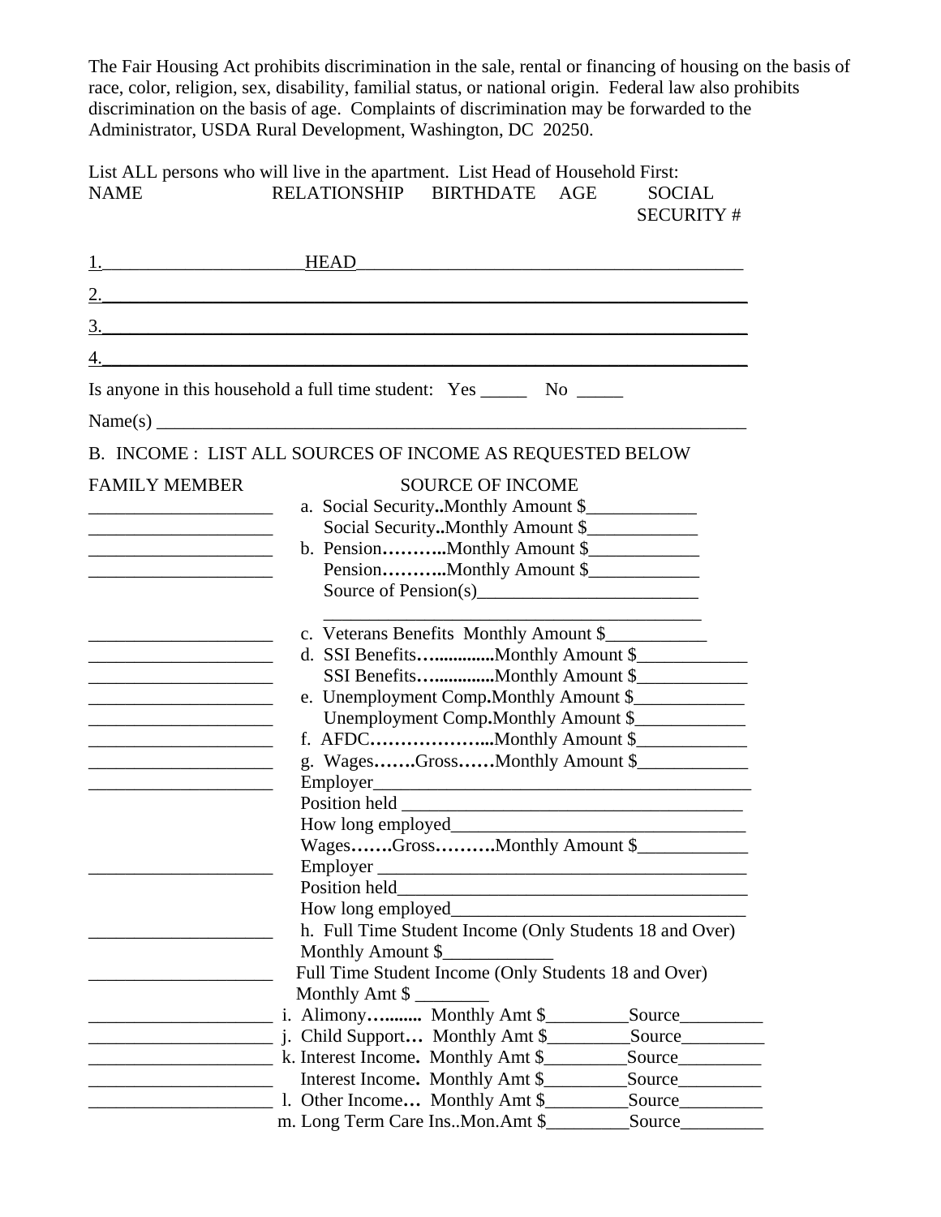The Fair Housing Act prohibits discrimination in the sale, rental or financing of housing on the basis of race, color, religion, sex, disability, familial status, or national origin. Federal law also prohibits discrimination on the basis of age. Complaints of discrimination may be forwarded to the Administrator, USDA Rural Development, Washington, DC 20250.

List ALL persons who will live in the apartment. List Head of Household First:

| NAME | RELATIONSHIP | BIRTHDATE | AGE | SOCIAL SECURITY # |
|---|---|---|---|---|
| 1.________________ | HEAD | | | |
| 2.________________ | | | | |
| 3.________________ | | | | |
| 4.________________ | | | | |

Is anyone in this household a full time student: Yes _____ No _____

Name(s) ____________________________________________________________

B. INCOME : LIST ALL SOURCES OF INCOME AS REQUESTED BELOW

| FAMILY MEMBER | SOURCE OF INCOME |
|---|---|
| ____________________ | a. Social Security..Monthly Amount $____________ |
| ____________________ | Social Security..Monthly Amount $____________ |
| ____________________ | b. Pension………..Monthly Amount $____________ |
| ____________________ | Pension………..Monthly Amount $____________ |
| | Source of Pension(s)________________________ |
| | ________________________________________ |
| ____________________ | c. Veterans Benefits Monthly Amount $___________ |
| ____________________ | d. SSI Benefits…............Monthly Amount $____________ |
| ____________________ | SSI Benefits…............Monthly Amount $____________ |
| ____________________ | e. Unemployment Comp.Monthly Amount $____________ |
| ____________________ | Unemployment Comp.Monthly Amount $____________ |
| ____________________ | f. AFDC………………...Monthly Amount $____________ |
| ____________________ | g. Wages…….Gross……Monthly Amount $____________ |
| ____________________ | Employer__________________________________________ |
| | Position held ____________________________________ |
| | How long employed________________________________ |
| | Wages…….Gross……….Monthly Amount $____________ |
| ____________________ | Employer _________________________________________ |
| | Position held_____________________________________ |
| | How long employed________________________________ |
| ____________________ | h. Full Time Student Income (Only Students 18 and Over) Monthly Amount $____________ |
| ____________________ | Full Time Student Income (Only Students 18 and Over) Monthly Amt $ ________ |
| ____________________ | i. Alimony…........ Monthly Amt $_________Source_________ |
| ____________________ | j. Child Support… Monthly Amt $_________Source_________ |
| ____________________ | k. Interest Income. Monthly Amt $_________Source_________ |
| ____________________ | Interest Income. Monthly Amt $_________Source_________ |
| ____________________ | l. Other Income… Monthly Amt $_________Source_________ |
| | m. Long Term Care Ins..Mon.Amt $_________Source_________ |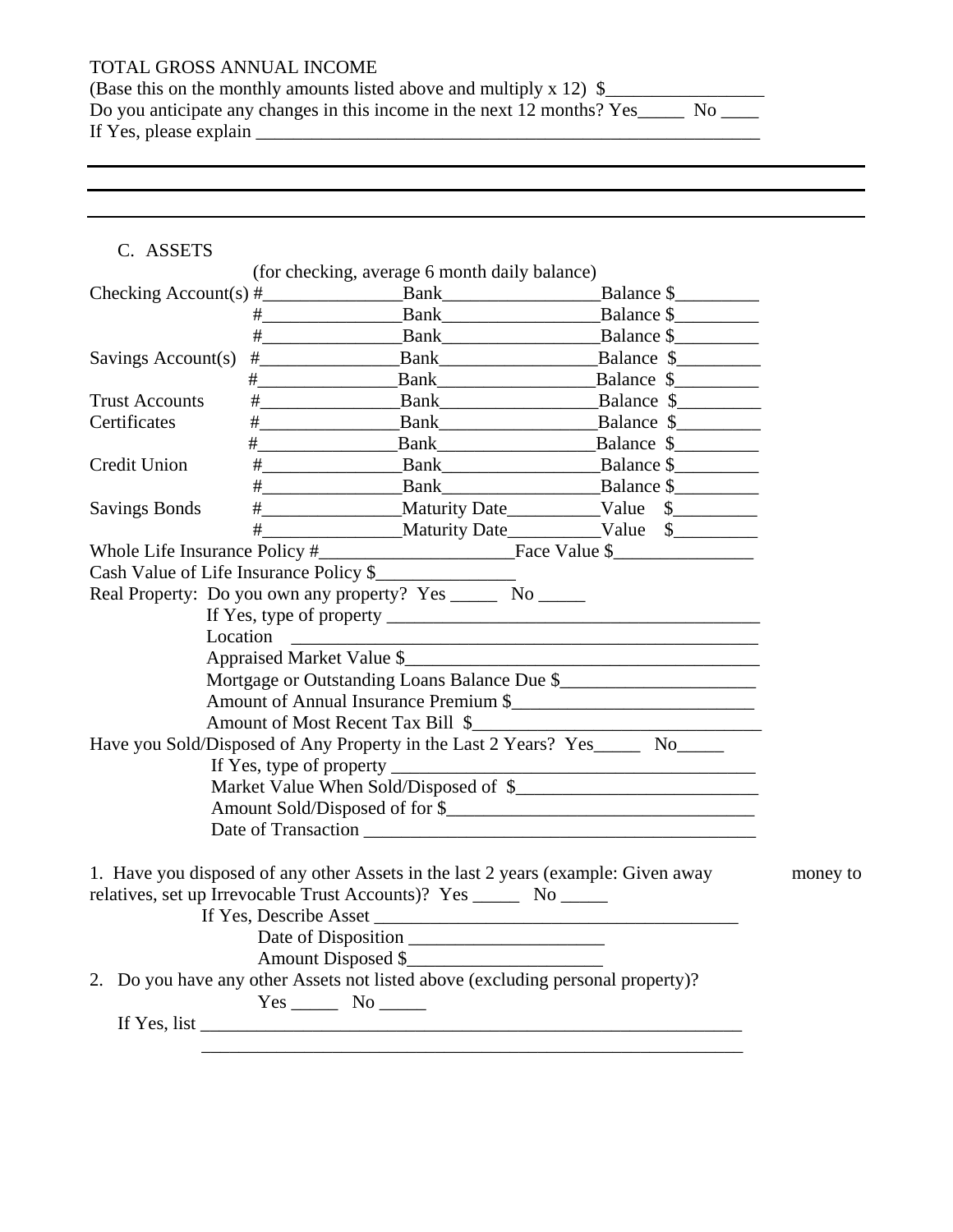TOTAL GROSS ANNUAL INCOME
(Base this on the monthly amounts listed above and multiply x 12) $_________________
Do you anticipate any changes in this income in the next 12 months? Yes_____ No ____
If Yes, please explain ________________________________________________________

---

---

---

C. ASSETS

(for checking, average 6 month daily balance)

Checking Account(s) #_______________Bank_________________Balance $_________
#_______________Bank_________________Balance $_________
#_______________Bank_________________Balance $_________
Savings Account(s) #_______________Bank_________________Balance $_________
#_______________Bank_________________Balance $_________
Trust Accounts #_______________Bank_________________Balance $_________
Certificates #_______________Bank_________________Balance $_________
#_______________Bank_________________Balance $_________
Credit Union #_______________Bank_________________Balance $_________
#_______________Bank_________________Balance $_________
Savings Bonds #_______________Maturity Date__________Value $_________
#_______________Maturity Date__________Value $_________
Whole Life Insurance Policy #_____________________Face Value $_______________
Cash Value of Life Insurance Policy $_______________
Real Property: Do you own any property? Yes _____ No _____
If Yes, type of property ___________________________________________
Location ___________________________________________
Appraised Market Value $_______________________________________
Mortgage or Outstanding Loans Balance Due $_____________________
Amount of Annual Insurance Premium $__________________________
Amount of Most Recent Tax Bill $______________________________
Have you Sold/Disposed of Any Property in the Last 2 Years? Yes_____ No_____
If Yes, type of property ________________________________________
Market Value When Sold/Disposed of $__________________________
Amount Sold/Disposed of for $_________________________________
Date of Transaction __________________________________________

1. Have you disposed of any other Assets in the last 2 years (example: Given away money to relatives, set up Irrevocable Trust Accounts)? Yes _____ No _____
If Yes, Describe Asset ______________________________________
Date of Disposition _____________________
Amount Disposed $_____________________
2. Do you have any other Assets not listed above (excluding personal property)?
Yes _____ No _____
If Yes, list ____________________________________________________________
____________________________________________________________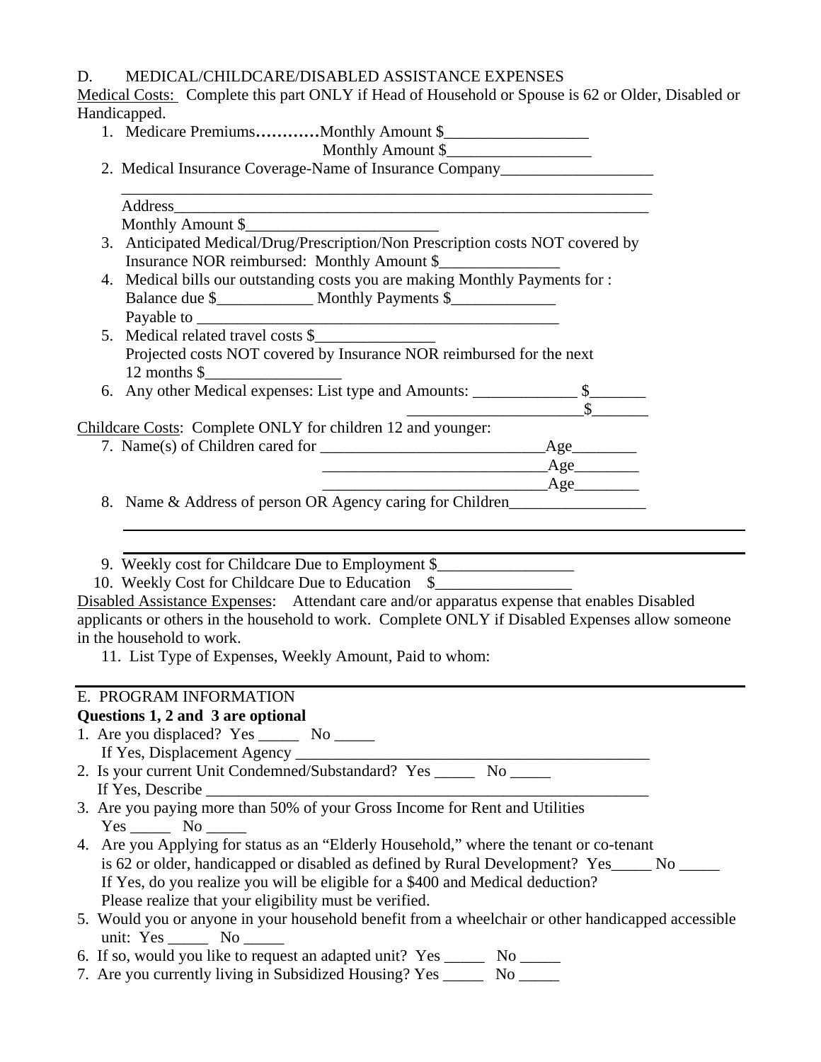D. MEDICAL/CHILDCARE/DISABLED ASSISTANCE EXPENSES

Medical Costs: Complete this part ONLY if Head of Household or Spouse is 62 or Older, Disabled or Handicapped.

1. Medicare Premiums…………Monthly Amount $__________________
   Monthly Amount $__________________
2. Medical Insurance Coverage-Name of Insurance Company___________________
   ____________________________________________________________________
   Address______________________________________________________________
   Monthly Amount $_________________________
3. Anticipated Medical/Drug/Prescription/Non Prescription costs NOT covered by Insurance NOR reimbursed: Monthly Amount $_______________
4. Medical bills our outstanding costs you are making Monthly Payments for :
   Balance due $____________ Monthly Payments $_____________
   Payable to ______________________________________________
5. Medical related travel costs $_______________
   Projected costs NOT covered by Insurance NOR reimbursed for the next 12 months $_________________
6. Any other Medical expenses: List type and Amounts: _____________ $_______
   ______________________$_______

Childcare Costs: Complete ONLY for children 12 and younger:

7. Name(s) of Children cared for ____________________________Age________
   ____________________________Age________
   ____________________________Age________
8. Name & Address of person OR Agency caring for Children_________________
   ________________________________________________________________________
   ________________________________________________________________________
9. Weekly cost for Childcare Due to Employment $_________________
10. Weekly Cost for Childcare Due to Education $_________________

Disabled Assistance Expenses: Attendant care and/or apparatus expense that enables Disabled applicants or others in the household to work. Complete ONLY if Disabled Expenses allow someone in the household to work.

11. List Type of Expenses, Weekly Amount, Paid to whom:

E. PROGRAM INFORMATION

**Questions 1, 2 and 3 are optional**

1. Are you displaced? Yes _____ No _____
   If Yes, Displacement Agency ______________________________________________
2. Is your current Unit Condemned/Substandard? Yes _____ No _____
   If Yes, Describe ________________________________________________________
3. Are you paying more than 50% of your Gross Income for Rent and Utilities
   Yes _____ No _____
4. Are you Applying for status as an "Elderly Household," where the tenant or co-tenant is 62 or older, handicapped or disabled as defined by Rural Development? Yes_____ No _____
   If Yes, do you realize you will be eligible for a $400 and Medical deduction?
   Please realize that your eligibility must be verified.
5. Would you or anyone in your household benefit from a wheelchair or other handicapped accessible unit: Yes _____ No _____
6. If so, would you like to request an adapted unit? Yes _____ No _____
7. Are you currently living in Subsidized Housing? Yes _____ No _____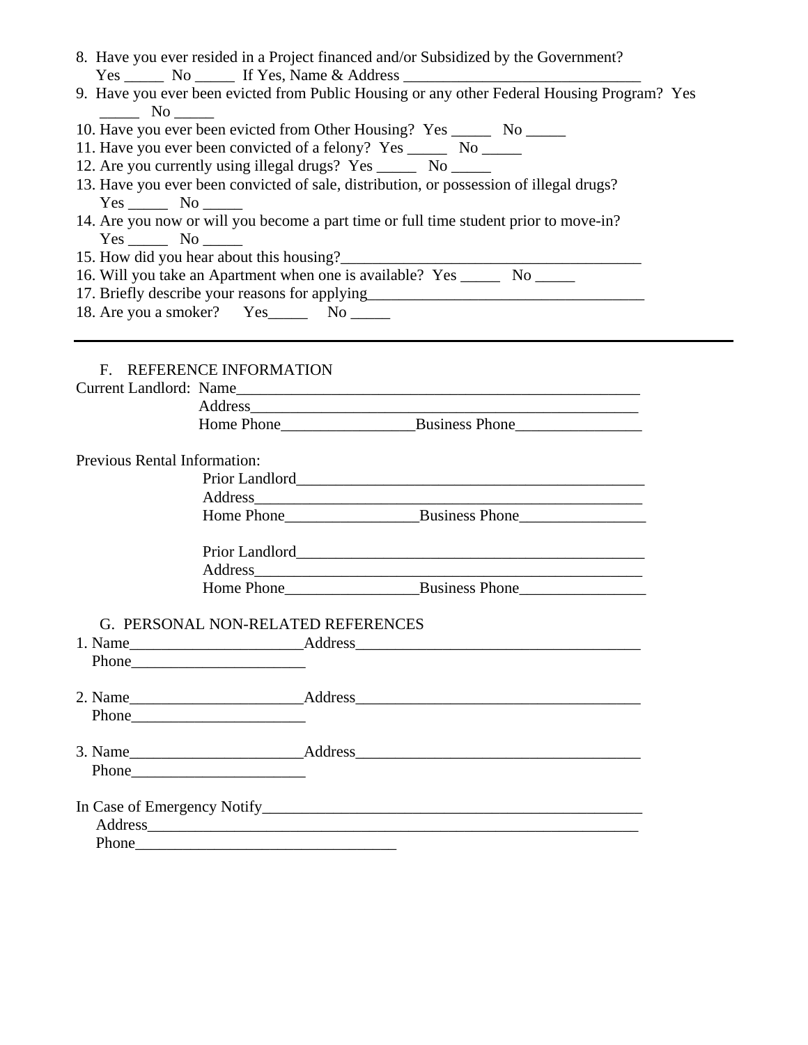8. Have you ever resided in a Project financed and/or Subsidized by the Government?
   Yes _____ No _____ If Yes, Name & Address ______________________________
9. Have you ever been evicted from Public Housing or any other Federal Housing Program? Yes _____ No _____
10. Have you ever been evicted from Other Housing? Yes _____ No _____
11. Have you ever been convicted of a felony? Yes _____ No _____
12. Are you currently using illegal drugs? Yes _____ No _____
13. Have you ever been convicted of sale, distribution, or possession of illegal drugs?
    Yes _____ No _____
14. Are you now or will you become a part time or full time student prior to move-in?
    Yes _____ No _____
15. How did you hear about this housing?_______________________________________
16. Will you take an Apartment when one is available? Yes _____ No _____
17. Briefly describe your reasons for applying___________________________________
18. Are you a smoker? Yes_____ No _____

---

F. REFERENCE INFORMATION

Current Landlord: Name_____________________________________________________
Address___________________________________________________
Home Phone________________Business Phone________________

Previous Rental Information:
Prior Landlord____________________________________________
Address__________________________________________________
Home Phone________________Business Phone________________

Prior Landlord____________________________________________
Address__________________________________________________
Home Phone________________Business Phone________________

G. PERSONAL NON-RELATED REFERENCES

1. Name______________________Address____________________________________
   Phone______________________

2. Name______________________Address____________________________________
   Phone______________________

3. Name______________________Address____________________________________
   Phone______________________

In Case of Emergency Notify__________________________________________________
Address________________________________________________________________
Phone_________________________________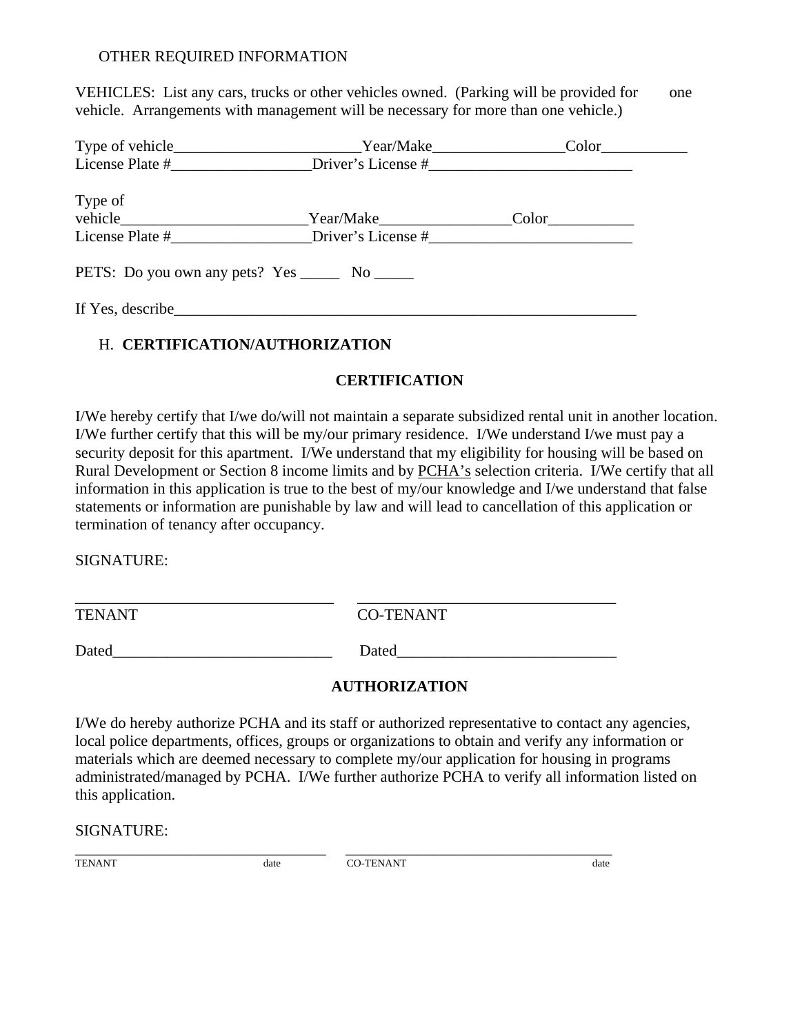OTHER REQUIRED INFORMATION

VEHICLES: List any cars, trucks or other vehicles owned. (Parking will be provided for one vehicle. Arrangements with management will be necessary for more than one vehicle.)

Type of vehicle________________________Year/Make_________________Color___________
License Plate #__________________Driver's License #__________________________

Type of vehicle________________________Year/Make_________________Color___________
License Plate #__________________Driver's License #__________________________

PETS: Do you own any pets? Yes _____ No _____

If Yes, describe____________________________________________________________

H. **CERTIFICATION/AUTHORIZATION**

**CERTIFICATION**

I/We hereby certify that I/we do/will not maintain a separate subsidized rental unit in another location. I/We further certify that this will be my/our primary residence. I/We understand I/we must pay a security deposit for this apartment. I/We understand that my eligibility for housing will be based on Rural Development or Section 8 income limits and by PCHA's selection criteria. I/We certify that all information in this application is true to the best of my/our knowledge and I/we understand that false statements or information are punishable by law and will lead to cancellation of this application or termination of tenancy after occupancy.

SIGNATURE:

_________________________________ _________________________________
TENANT CO-TENANT

Dated____________________________ Dated____________________________

**AUTHORIZATION**

I/We do hereby authorize PCHA and its staff or authorized representative to contact any agencies, local police departments, offices, groups or organizations to obtain and verify any information or materials which are deemed necessary to complete my/our application for housing in programs administrated/managed by PCHA. I/We further authorize PCHA to verify all information listed on this application.

SIGNATURE:

_________________________________ _________________________________
TENANT date CO-TENANT date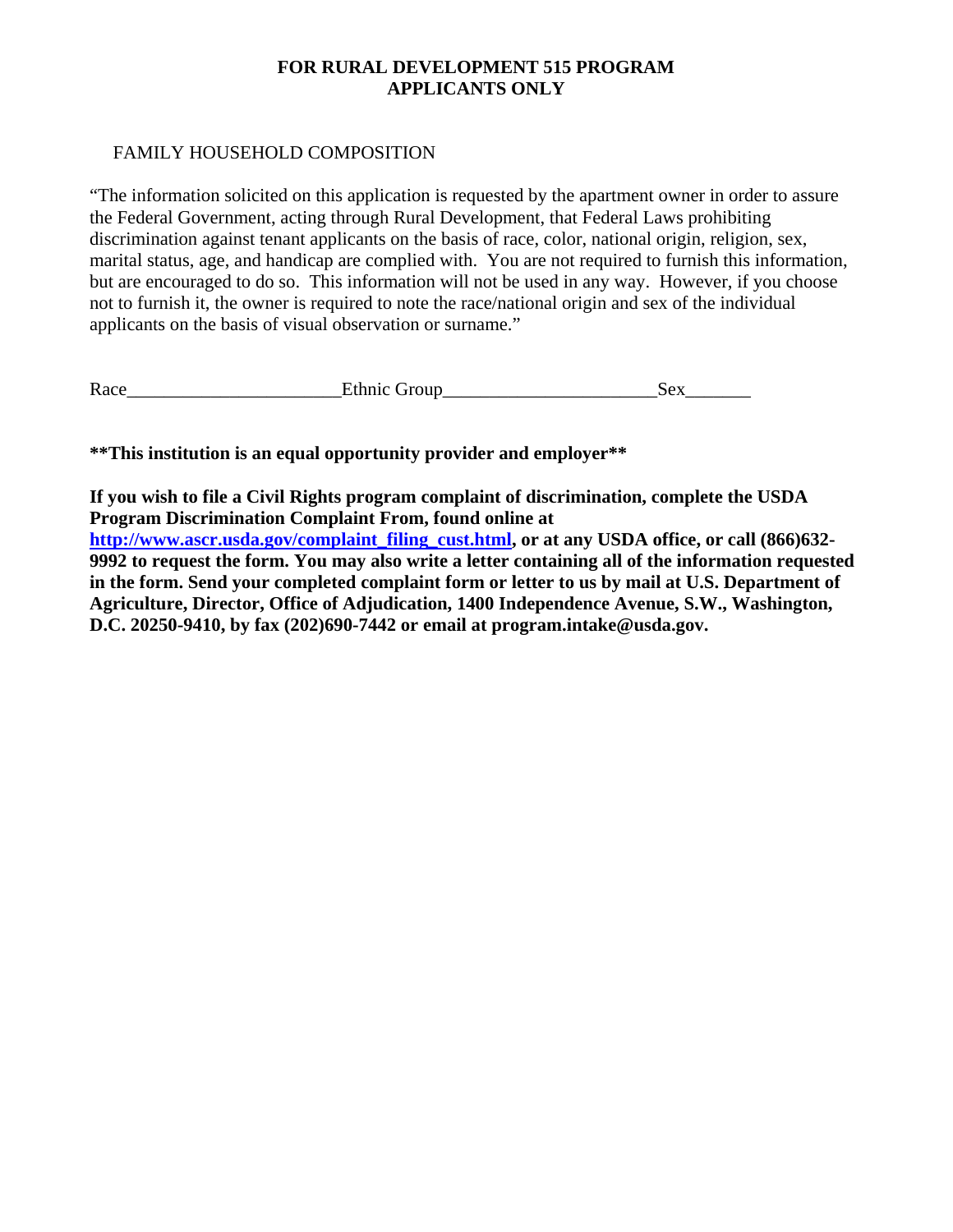**FOR RURAL DEVELOPMENT 515 PROGRAM**
**APPLICANTS ONLY**

FAMILY HOUSEHOLD COMPOSITION

"The information solicited on this application is requested by the apartment owner in order to assure the Federal Government, acting through Rural Development, that Federal Laws prohibiting discrimination against tenant applicants on the basis of race, color, national origin, religion, sex, marital status, age, and handicap are complied with. You are not required to furnish this information, but are encouraged to do so. This information will not be used in any way. However, if you choose not to furnish it, the owner is required to note the race/national origin and sex of the individual applicants on the basis of visual observation or surname."

Race______________________Ethnic Group______________________Sex_______

**\*\*This institution is an equal opportunity provider and employer\*\***

**If you wish to file a Civil Rights program complaint of discrimination, complete the USDA Program Discrimination Complaint From, found online at [http://www.ascr.usda.gov/complaint_filing_cust.html](http://www.ascr.usda.gov/complaint_filing_cust.html), or at any USDA office, or call (866)632-9992 to request the form. You may also write a letter containing all of the information requested in the form. Send your completed complaint form or letter to us by mail at U.S. Department of Agriculture, Director, Office of Adjudication, 1400 Independence Avenue, S.W., Washington, D.C. 20250-9410, by fax (202)690-7442 or email at program.intake@usda.gov.**